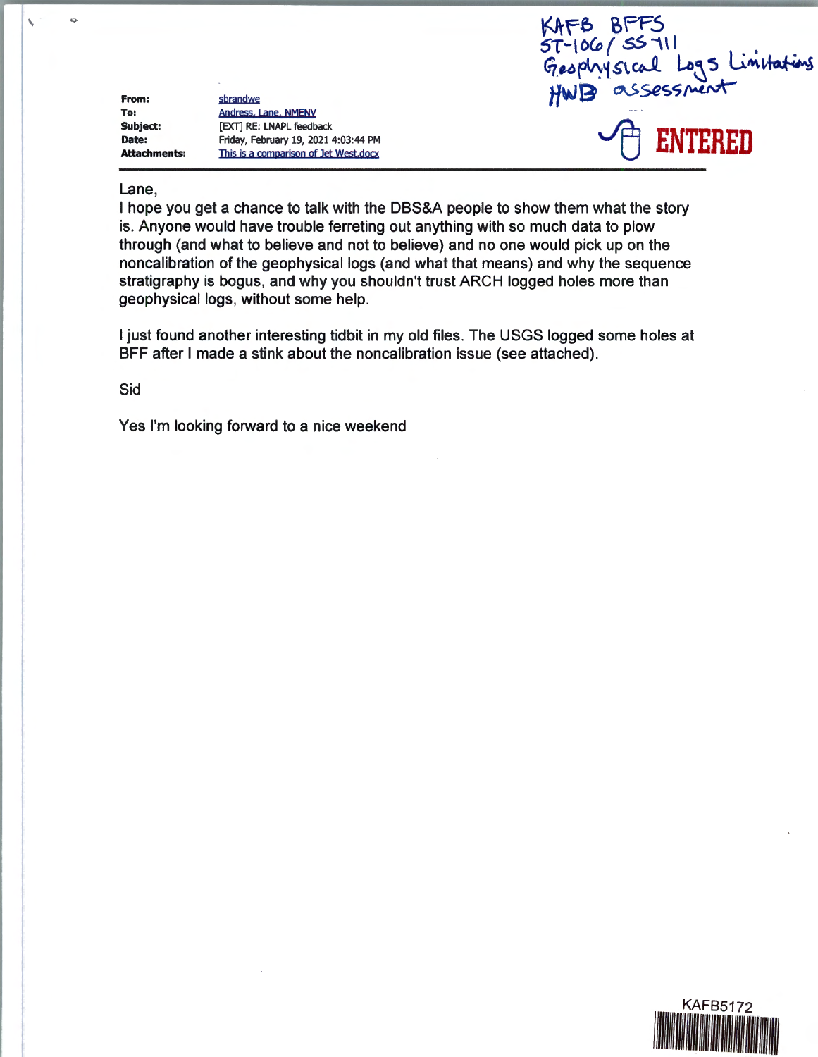KAFB BFFS
ST-106/ SS-111
Geophysical Logs Limitations
HWB assessment

ENTERED

**From:** sbrandwe
**To:** Andress, Lane, NMENV
**Subject:** [EXT] RE: LNAPL feedback
**Date:** Friday, February 19, 2021 4:03:44 PM
**Attachments:** This is a comparison of Jet West.docx

---

Lane,

I hope you get a chance to talk with the DBS&A people to show them what the story is. Anyone would have trouble ferreting out anything with so much data to plow through (and what to believe and not to believe) and no one would pick up on the noncalibration of the geophysical logs (and what that means) and why the sequence stratigraphy is bogus, and why you shouldn't trust ARCH logged holes more than geophysical logs, without some help.

I just found another interesting tidbit in my old files. The USGS logged some holes at BFF after I made a stink about the noncalibration issue (see attached).

Sid

Yes I'm looking forward to a nice weekend

KAFB5172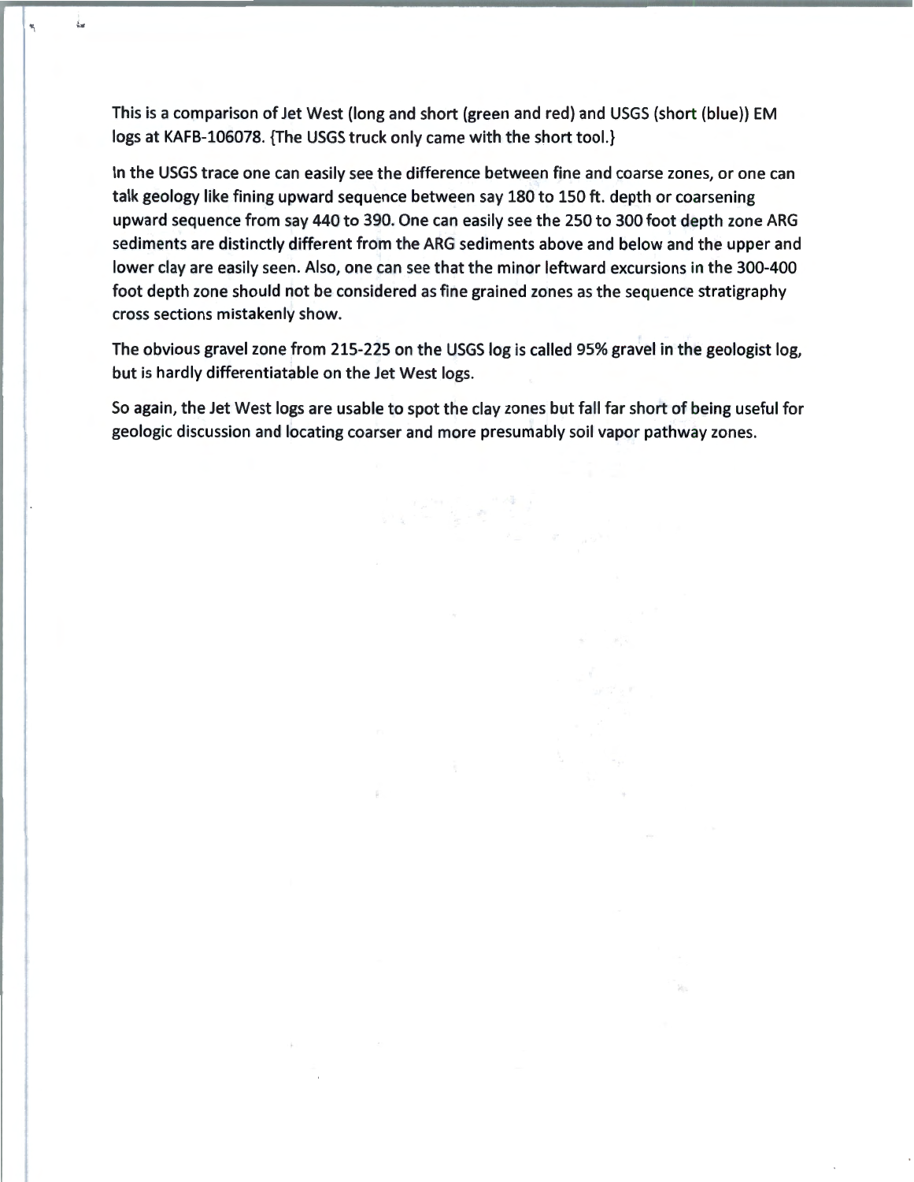This is a comparison of Jet West (long and short (green and red) and USGS (short (blue)) EM logs at KAFB-106078. {The USGS truck only came with the short tool.}

In the USGS trace one can easily see the difference between fine and coarse zones, or one can talk geology like fining upward sequence between say 180 to 150 ft. depth or coarsening upward sequence from say 440 to 390. One can easily see the 250 to 300 foot depth zone ARG sediments are distinctly different from the ARG sediments above and below and the upper and lower clay are easily seen. Also, one can see that the minor leftward excursions in the 300-400 foot depth zone should not be considered as fine grained zones as the sequence stratigraphy cross sections mistakenly show.

The obvious gravel zone from 215-225 on the USGS log is called 95% gravel in the geologist log, but is hardly differentiatable on the Jet West logs.

So again, the Jet West logs are usable to spot the clay zones but fall far short of being useful for geologic discussion and locating coarser and more presumably soil vapor pathway zones.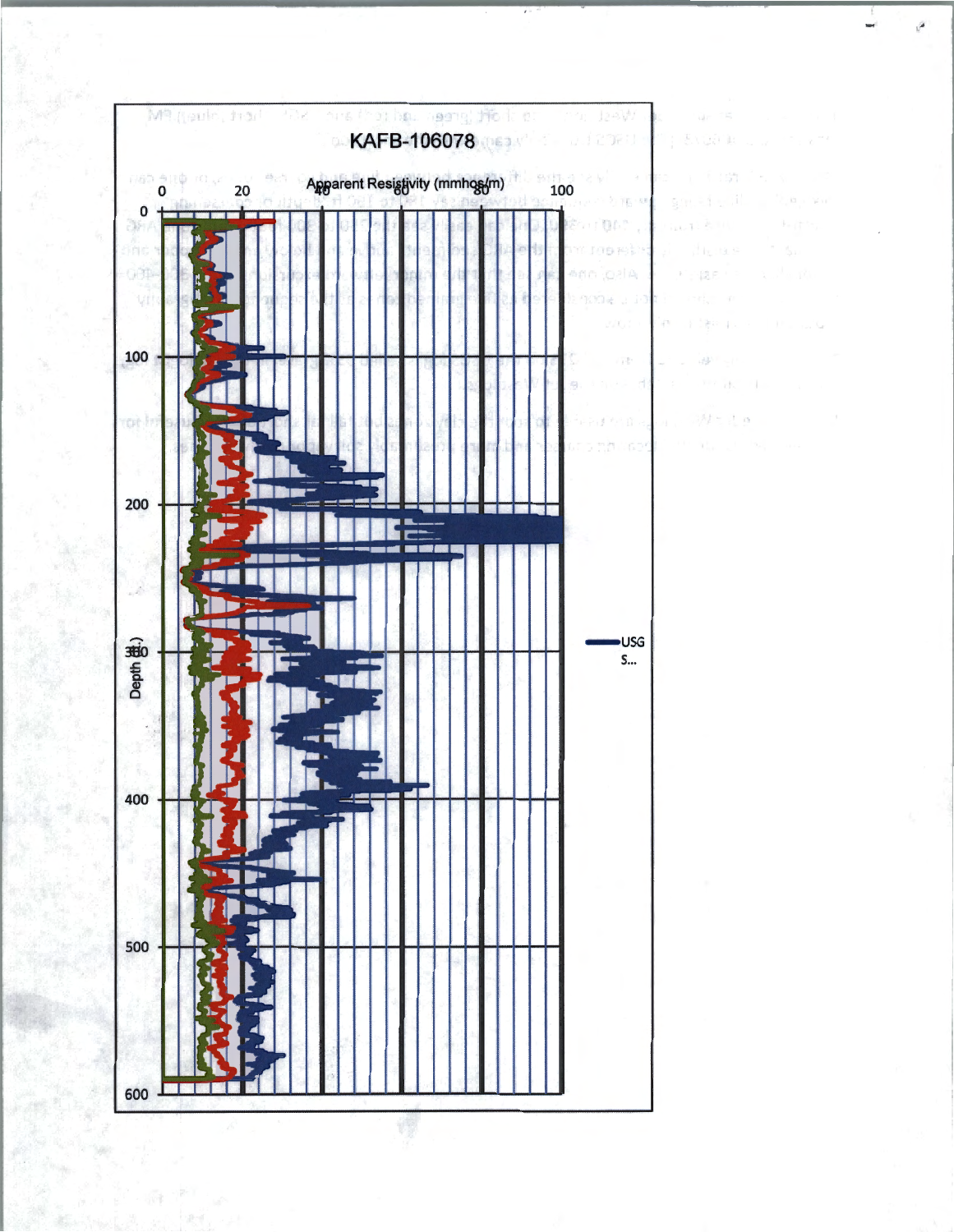KAFB-106078

Apparent Resistivity (mmhos/m)

0
20
40
60
80
100

0
100
200
300
400
500
600

Depth (ft.)

USGS...